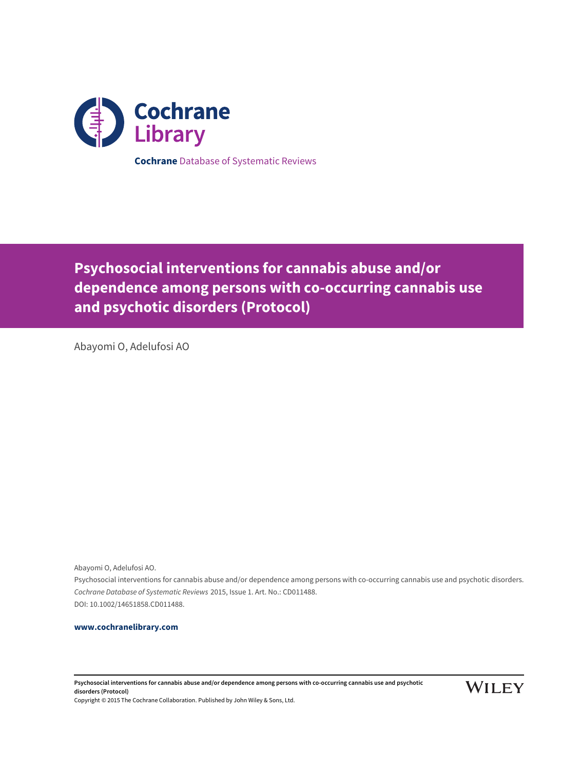Cochrane Library

**Cochrane** Database of Systematic Reviews

# Psychosocial interventions for cannabis abuse and/or dependence among persons with co-occurring cannabis use and psychotic disorders (Protocol)

Abayomi O, Adelufosi AO

Abayomi O, Adelufosi AO.
Psychosocial interventions for cannabis abuse and/or dependence among persons with co-occurring cannabis use and psychotic disorders.
*Cochrane Database of Systematic Reviews* 2015, Issue 1. Art. No.: CD011488.
DOI: 10.1002/14651858.CD011488.

**www.cochranelibrary.com**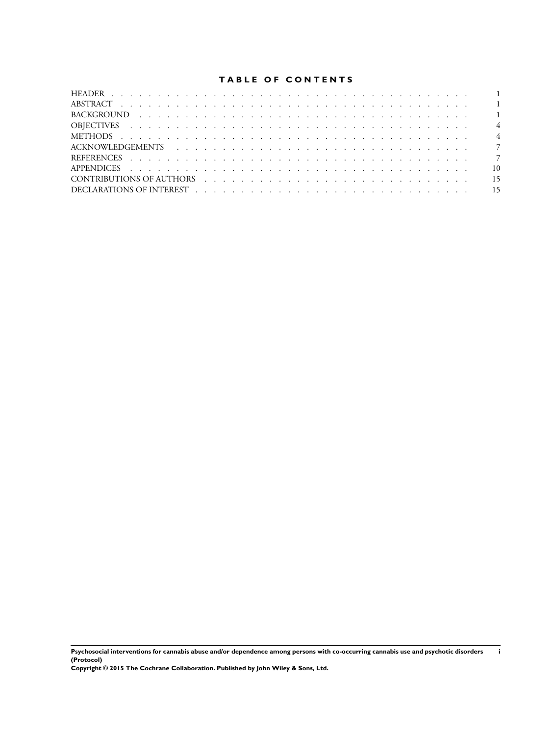# TABLE OF CONTENTS

| | |
|---|---|
| HEADER | 1 |
| ABSTRACT | 1 |
| BACKGROUND | 1 |
| OBJECTIVES | 4 |
| METHODS | 4 |
| ACKNOWLEDGEMENTS | 7 |
| REFERENCES | 7 |
| APPENDICES | 10 |
| CONTRIBUTIONS OF AUTHORS | 15 |
| DECLARATIONS OF INTEREST | 15 |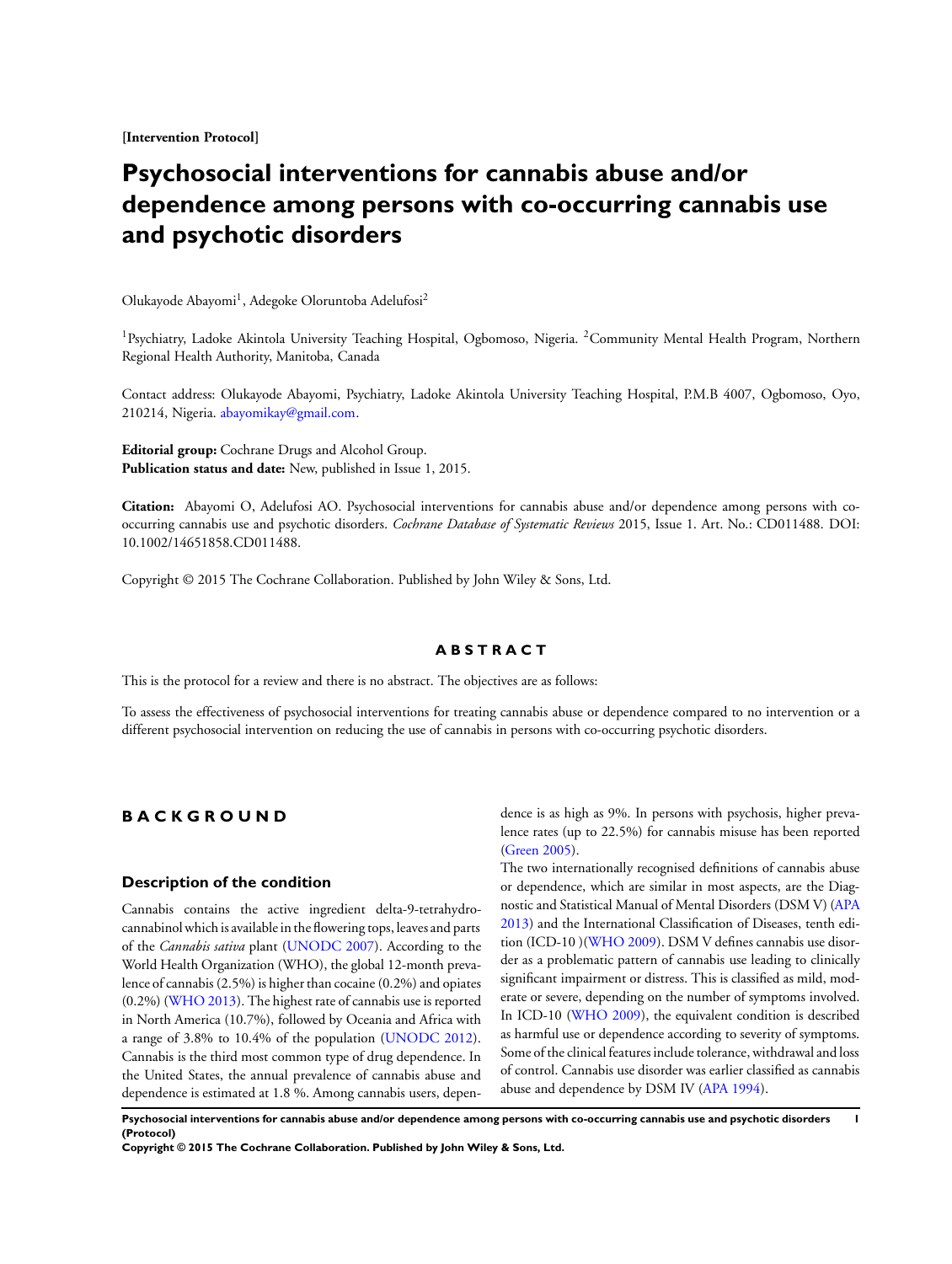[Intervention Protocol]

# Psychosocial interventions for cannabis abuse and/or dependence among persons with co-occurring cannabis use and psychotic disorders

Olukayode Abayomi[1], Adegoke Oloruntoba Adelufosi[2]

[1]Psychiatry, Ladoke Akintola University Teaching Hospital, Ogbomoso, Nigeria. [2]Community Mental Health Program, Northern Regional Health Authority, Manitoba, Canada

Contact address: Olukayode Abayomi, Psychiatry, Ladoke Akintola University Teaching Hospital, P.M.B 4007, Ogbomoso, Oyo, 210214, Nigeria. abayomikay@gmail.com.

**Editorial group:** Cochrane Drugs and Alcohol Group.
**Publication status and date:** New, published in Issue 1, 2015.

**Citation:** Abayomi O, Adelufosi AO. Psychosocial interventions for cannabis abuse and/or dependence among persons with co-occurring cannabis use and psychotic disorders. *Cochrane Database of Systematic Reviews* 2015, Issue 1. Art. No.: CD011488. DOI: 10.1002/14651858.CD011488.

Copyright © 2015 The Cochrane Collaboration. Published by John Wiley & Sons, Ltd.

## ABSTRACT

This is the protocol for a review and there is no abstract. The objectives are as follows:

To assess the effectiveness of psychosocial interventions for treating cannabis abuse or dependence compared to no intervention or a different psychosocial intervention on reducing the use of cannabis in persons with co-occurring psychotic disorders.

## BACKGROUND

### Description of the condition

Cannabis contains the active ingredient delta-9-tetrahydrocannabinol which is available in the flowering tops, leaves and parts of the *Cannabis sativa* plant (UNODC 2007). According to the World Health Organization (WHO), the global 12-month prevalence of cannabis (2.5%) is higher than cocaine (0.2%) and opiates (0.2%) (WHO 2013). The highest rate of cannabis use is reported in North America (10.7%), followed by Oceania and Africa with a range of 3.8% to 10.4% of the population (UNODC 2012). Cannabis is the third most common type of drug dependence. In the United States, the annual prevalence of cannabis abuse and dependence is estimated at 1.8 %. Among cannabis users, dependence is as high as 9%. In persons with psychosis, higher prevalence rates (up to 22.5%) for cannabis misuse has been reported (Green 2005).

The two internationally recognised definitions of cannabis abuse or dependence, which are similar in most aspects, are the Diagnostic and Statistical Manual of Mental Disorders (DSM V) (APA 2013) and the International Classification of Diseases, tenth edition (ICD-10 )(WHO 2009). DSM V defines cannabis use disorder as a problematic pattern of cannabis use leading to clinically significant impairment or distress. This is classified as mild, moderate or severe, depending on the number of symptoms involved. In ICD-10 (WHO 2009), the equivalent condition is described as harmful use or dependence according to severity of symptoms. Some of the clinical features include tolerance, withdrawal and loss of control. Cannabis use disorder was earlier classified as cannabis abuse and dependence by DSM IV (APA 1994).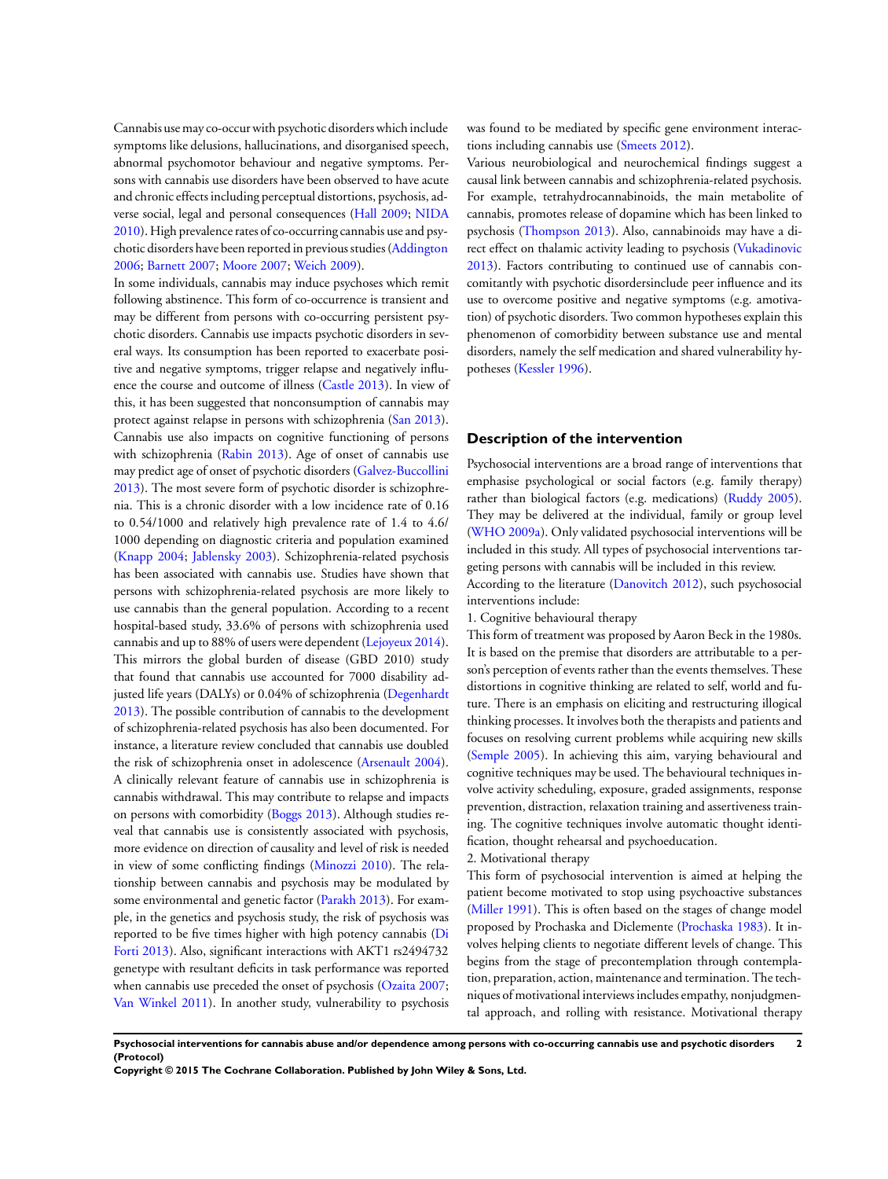Cannabis use may co-occur with psychotic disorders which include symptoms like delusions, hallucinations, and disorganised speech, abnormal psychomotor behaviour and negative symptoms. Persons with cannabis use disorders have been observed to have acute and chronic effects including perceptual distortions, psychosis, adverse social, legal and personal consequences (Hall 2009; NIDA 2010). High prevalence rates of co-occurring cannabis use and psychotic disorders have been reported in previous studies (Addington 2006; Barnett 2007; Moore 2007; Weich 2009).

In some individuals, cannabis may induce psychoses which remit following abstinence. This form of co-occurrence is transient and may be different from persons with co-occurring persistent psychotic disorders. Cannabis use impacts psychotic disorders in several ways. Its consumption has been reported to exacerbate positive and negative symptoms, trigger relapse and negatively influence the course and outcome of illness (Castle 2013). In view of this, it has been suggested that nonconsumption of cannabis may protect against relapse in persons with schizophrenia (San 2013). Cannabis use also impacts on cognitive functioning of persons with schizophrenia (Rabin 2013). Age of onset of cannabis use may predict age of onset of psychotic disorders (Galvez-Buccollini 2013). The most severe form of psychotic disorder is schizophrenia. This is a chronic disorder with a low incidence rate of 0.16 to 0.54/1000 and relatively high prevalence rate of 1.4 to 4.6/1000 depending on diagnostic criteria and population examined (Knapp 2004; Jablensky 2003). Schizophrenia-related psychosis has been associated with cannabis use. Studies have shown that persons with schizophrenia-related psychosis are more likely to use cannabis than the general population. According to a recent hospital-based study, 33.6% of persons with schizophrenia used cannabis and up to 88% of users were dependent (Lejoyeux 2014). This mirrors the global burden of disease (GBD 2010) study that found that cannabis use accounted for 7000 disability adjusted life years (DALYs) or 0.04% of schizophrenia (Degenhardt 2013). The possible contribution of cannabis to the development of schizophrenia-related psychosis has also been documented. For instance, a literature review concluded that cannabis use doubled the risk of schizophrenia onset in adolescence (Arsenault 2004). A clinically relevant feature of cannabis use in schizophrenia is cannabis withdrawal. This may contribute to relapse and impacts on persons with comorbidity (Boggs 2013). Although studies reveal that cannabis use is consistently associated with psychosis, more evidence on direction of causality and level of risk is needed in view of some conflicting findings (Minozzi 2010). The relationship between cannabis and psychosis may be modulated by some environmental and genetic factor (Parakh 2013). For example, in the genetics and psychosis study, the risk of psychosis was reported to be five times higher with high potency cannabis (Di Forti 2013). Also, significant interactions with AKT1 rs2494732 genetype with resultant deficits in task performance was reported when cannabis use preceded the onset of psychosis (Ozaita 2007; Van Winkel 2011). In another study, vulnerability to psychosis was found to be mediated by specific gene environment interactions including cannabis use (Smeets 2012).

Various neurobiological and neurochemical findings suggest a causal link between cannabis and schizophrenia-related psychosis. For example, tetrahydrocannabinoids, the main metabolite of cannabis, promotes release of dopamine which has been linked to psychosis (Thompson 2013). Also, cannabinoids may have a direct effect on thalamic activity leading to psychosis (Vukadinovic 2013). Factors contributing to continued use of cannabis concomitantly with psychotic disordersinclude peer influence and its use to overcome positive and negative symptoms (e.g. amotivation) of psychotic disorders. Two common hypotheses explain this phenomenon of comorbidity between substance use and mental disorders, namely the self medication and shared vulnerability hypotheses (Kessler 1996).

## Description of the intervention

Psychosocial interventions are a broad range of interventions that emphasise psychological or social factors (e.g. family therapy) rather than biological factors (e.g. medications) (Ruddy 2005). They may be delivered at the individual, family or group level (WHO 2009a). Only validated psychosocial interventions will be included in this study. All types of psychosocial interventions targeting persons with cannabis will be included in this review.

According to the literature (Danovitch 2012), such psychosocial interventions include:

1. Cognitive behavioural therapy

This form of treatment was proposed by Aaron Beck in the 1980s. It is based on the premise that disorders are attributable to a person's perception of events rather than the events themselves. These distortions in cognitive thinking are related to self, world and future. There is an emphasis on eliciting and restructuring illogical thinking processes. It involves both the therapists and patients and focuses on resolving current problems while acquiring new skills (Semple 2005). In achieving this aim, varying behavioural and cognitive techniques may be used. The behavioural techniques involve activity scheduling, exposure, graded assignments, response prevention, distraction, relaxation training and assertiveness training. The cognitive techniques involve automatic thought identification, thought rehearsal and psychoeducation.

2. Motivational therapy

This form of psychosocial intervention is aimed at helping the patient become motivated to stop using psychoactive substances (Miller 1991). This is often based on the stages of change model proposed by Prochaska and Diclemente (Prochaska 1983). It involves helping clients to negotiate different levels of change. This begins from the stage of precontemplation through contemplation, preparation, action, maintenance and termination. The techniques of motivational interviews includes empathy, nonjudgmental approach, and rolling with resistance. Motivational therapy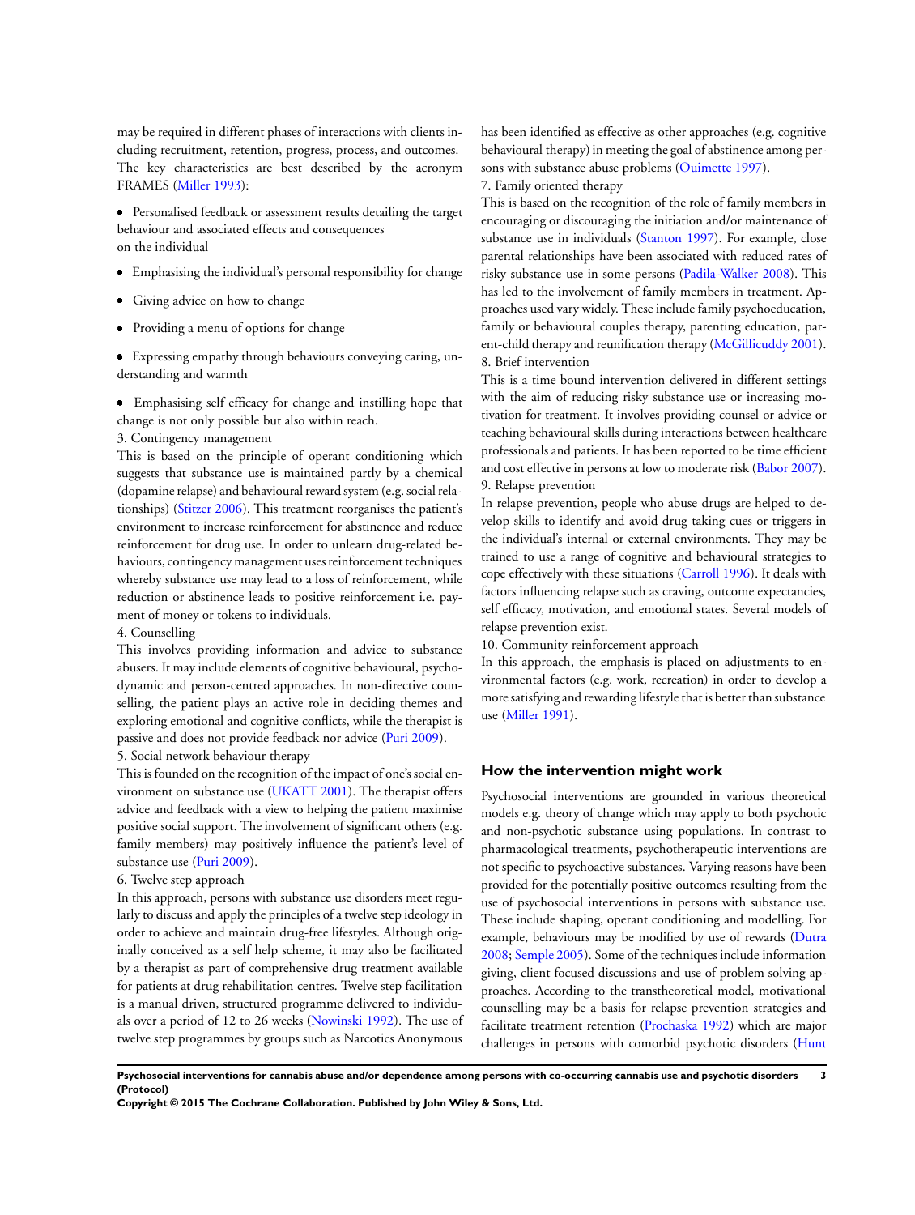may be required in different phases of interactions with clients including recruitment, retention, progress, process, and outcomes. The key characteristics are best described by the acronym FRAMES (Miller 1993):

- Personalised feedback or assessment results detailing the target behaviour and associated effects and consequences on the individual
- Emphasising the individual's personal responsibility for change
- Giving advice on how to change
- Providing a menu of options for change
- Expressing empathy through behaviours conveying caring, understanding and warmth
- Emphasising self efficacy for change and instilling hope that change is not only possible but also within reach.

3. Contingency management

This is based on the principle of operant conditioning which suggests that substance use is maintained partly by a chemical (dopamine relapse) and behavioural reward system (e.g. social relationships) (Stitzer 2006). This treatment reorganises the patient's environment to increase reinforcement for abstinence and reduce reinforcement for drug use. In order to unlearn drug-related behaviours, contingency management uses reinforcement techniques whereby substance use may lead to a loss of reinforcement, while reduction or abstinence leads to positive reinforcement i.e. payment of money or tokens to individuals.

4. Counselling

This involves providing information and advice to substance abusers. It may include elements of cognitive behavioural, psychodynamic and person-centred approaches. In non-directive counselling, the patient plays an active role in deciding themes and exploring emotional and cognitive conflicts, while the therapist is passive and does not provide feedback nor advice (Puri 2009).

5. Social network behaviour therapy

This is founded on the recognition of the impact of one's social environment on substance use (UKATT 2001). The therapist offers advice and feedback with a view to helping the patient maximise positive social support. The involvement of significant others (e.g. family members) may positively influence the patient's level of substance use (Puri 2009).

6. Twelve step approach

In this approach, persons with substance use disorders meet regularly to discuss and apply the principles of a twelve step ideology in order to achieve and maintain drug-free lifestyles. Although originally conceived as a self help scheme, it may also be facilitated by a therapist as part of comprehensive drug treatment available for patients at drug rehabilitation centres. Twelve step facilitation is a manual driven, structured programme delivered to individuals over a period of 12 to 26 weeks (Nowinski 1992). The use of twelve step programmes by groups such as Narcotics Anonymous has been identified as effective as other approaches (e.g. cognitive behavioural therapy) in meeting the goal of abstinence among persons with substance abuse problems (Ouimette 1997).

7. Family oriented therapy

This is based on the recognition of the role of family members in encouraging or discouraging the initiation and/or maintenance of substance use in individuals (Stanton 1997). For example, close parental relationships have been associated with reduced rates of risky substance use in some persons (Padila-Walker 2008). This has led to the involvement of family members in treatment. Approaches used vary widely. These include family psychoeducation, family or behavioural couples therapy, parenting education, parent-child therapy and reunification therapy (McGillicuddy 2001).

8. Brief intervention

This is a time bound intervention delivered in different settings with the aim of reducing risky substance use or increasing motivation for treatment. It involves providing counsel or advice or teaching behavioural skills during interactions between healthcare professionals and patients. It has been reported to be time efficient and cost effective in persons at low to moderate risk (Babor 2007).

9. Relapse prevention

In relapse prevention, people who abuse drugs are helped to develop skills to identify and avoid drug taking cues or triggers in the individual's internal or external environments. They may be trained to use a range of cognitive and behavioural strategies to cope effectively with these situations (Carroll 1996). It deals with factors influencing relapse such as craving, outcome expectancies, self efficacy, motivation, and emotional states. Several models of relapse prevention exist.

10. Community reinforcement approach

In this approach, the emphasis is placed on adjustments to environmental factors (e.g. work, recreation) in order to develop a more satisfying and rewarding lifestyle that is better than substance use (Miller 1991).

## How the intervention might work

Psychosocial interventions are grounded in various theoretical models e.g. theory of change which may apply to both psychotic and non-psychotic substance using populations. In contrast to pharmacological treatments, psychotherapeutic interventions are not specific to psychoactive substances. Varying reasons have been provided for the potentially positive outcomes resulting from the use of psychosocial interventions in persons with substance use. These include shaping, operant conditioning and modelling. For example, behaviours may be modified by use of rewards (Dutra 2008; Semple 2005). Some of the techniques include information giving, client focused discussions and use of problem solving approaches. According to the transtheoretical model, motivational counselling may be a basis for relapse prevention strategies and facilitate treatment retention (Prochaska 1992) which are major challenges in persons with comorbid psychotic disorders (Hunt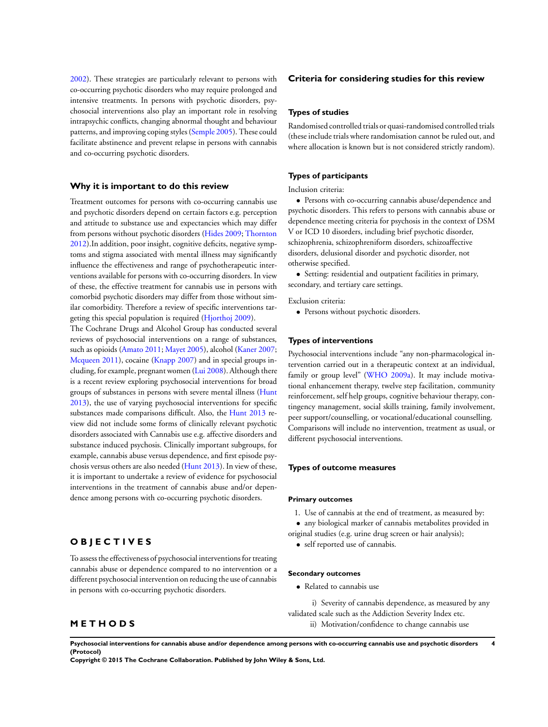2002). These strategies are particularly relevant to persons with co-occurring psychotic disorders who may require prolonged and intensive treatments. In persons with psychotic disorders, psychosocial interventions also play an important role in resolving intrapsychic conflicts, changing abnormal thought and behaviour patterns, and improving coping styles (Semple 2005). These could facilitate abstinence and prevent relapse in persons with cannabis and co-occurring psychotic disorders.

### Why it is important to do this review

Treatment outcomes for persons with co-occurring cannabis use and psychotic disorders depend on certain factors e.g. perception and attitude to substance use and expectancies which may differ from persons without psychotic disorders (Hides 2009; Thornton 2012).In addition, poor insight, cognitive deficits, negative symptoms and stigma associated with mental illness may significantly influence the effectiveness and range of psychotherapeutic interventions available for persons with co-occurring disorders. In view of these, the effective treatment for cannabis use in persons with comorbid psychotic disorders may differ from those without similar comorbidity. Therefore a review of specific interventions targeting this special population is required (Hjorthoj 2009).

The Cochrane Drugs and Alcohol Group has conducted several reviews of psychosocial interventions on a range of substances, such as opioids (Amato 2011; Mayet 2005), alcohol (Kaner 2007; Mcqueen 2011), cocaine (Knapp 2007) and in special groups including, for example, pregnant women (Lui 2008). Although there is a recent review exploring psychosocial interventions for broad groups of substances in persons with severe mental illness (Hunt 2013), the use of varying psychosocial interventions for specific substances made comparisons difficult. Also, the Hunt 2013 review did not include some forms of clinically relevant psychotic disorders associated with Cannabis use e.g. affective disorders and substance induced psychosis. Clinically important subgroups, for example, cannabis abuse versus dependence, and first episode psychosis versus others are also needed (Hunt 2013). In view of these, it is important to undertake a review of evidence for psychosocial interventions in the treatment of cannabis abuse and/or dependence among persons with co-occurring psychotic disorders.

# OBJECTIVES

To assess the effectiveness of psychosocial interventions for treating cannabis abuse or dependence compared to no intervention or a different psychosocial intervention on reducing the use of cannabis in persons with co-occurring psychotic disorders.

# METHODS

## Criteria for considering studies for this review

### Types of studies

Randomised controlled trials or quasi-randomised controlled trials (these include trials where randomisation cannot be ruled out, and where allocation is known but is not considered strictly random).

### Types of participants

Inclusion criteria:

- Persons with co-occurring cannabis abuse/dependence and psychotic disorders. This refers to persons with cannabis abuse or dependence meeting criteria for psychosis in the context of DSM V or ICD 10 disorders, including brief psychotic disorder, schizophrenia, schizophreniform disorders, schizoaffective disorders, delusional disorder and psychotic disorder, not otherwise specified.
- Setting: residential and outpatient facilities in primary, secondary, and tertiary care settings.

Exclusion criteria:

- Persons without psychotic disorders.

### Types of interventions

Psychosocial interventions include "any non-pharmacological intervention carried out in a therapeutic context at an individual, family or group level" (WHO 2009a). It may include motivational enhancement therapy, twelve step facilitation, community reinforcement, self help groups, cognitive behaviour therapy, contingency management, social skills training, family involvement, peer support/counselling, or vocational/educational counselling. Comparisons will include no intervention, treatment as usual, or different psychosocial interventions.

### Types of outcome measures

#### Primary outcomes

1. Use of cannabis at the end of treatment, as measured by:
   - any biological marker of cannabis metabolites provided in original studies (e.g. urine drug screen or hair analysis);
   - self reported use of cannabis.

#### Secondary outcomes

- Related to cannabis use

  i) Severity of cannabis dependence, as measured by any validated scale such as the Addiction Severity Index etc.

  ii) Motivation/confidence to change cannabis use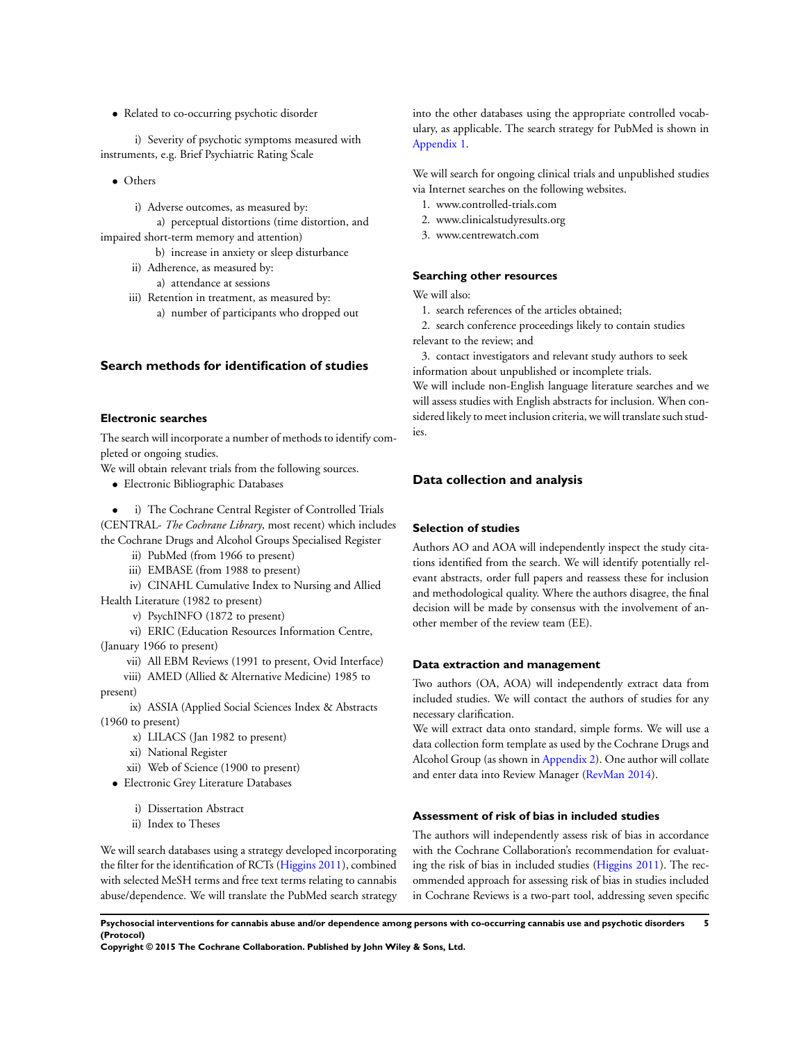- Related to co-occurring psychotic disorder

i) Severity of psychotic symptoms measured with instruments, e.g. Brief Psychiatric Rating Scale

- Others

i) Adverse outcomes, as measured by:

a) perceptual distortions (time distortion, and impaired short-term memory and attention)

b) increase in anxiety or sleep disturbance

ii) Adherence, as measured by:

a) attendance at sessions

iii) Retention in treatment, as measured by:

a) number of participants who dropped out

## Search methods for identification of studies

### Electronic searches

The search will incorporate a number of methods to identify completed or ongoing studies.

We will obtain relevant trials from the following sources.

- Electronic Bibliographic Databases

- i) The Cochrane Central Register of Controlled Trials (CENTRAL- *The Cochrane Library*, most recent) which includes the Cochrane Drugs and Alcohol Groups Specialised Register

ii) PubMed (from 1966 to present)

iii) EMBASE (from 1988 to present)

iv) CINAHL Cumulative Index to Nursing and Allied Health Literature (1982 to present)

v) PsychINFO (1872 to present)

vi) ERIC (Education Resources Information Centre, (January 1966 to present)

vii) All EBM Reviews (1991 to present, Ovid Interface)

viii) AMED (Allied & Alternative Medicine) 1985 to present)

ix) ASSIA (Applied Social Sciences Index & Abstracts (1960 to present)

x) LILACS (Jan 1982 to present)

xi) National Register

xii) Web of Science (1900 to present)

- Electronic Grey Literature Databases

i) Dissertation Abstract

ii) Index to Theses

We will search databases using a strategy developed incorporating the filter for the identification of RCTs (Higgins 2011), combined with selected MeSH terms and free text terms relating to cannabis abuse/dependence. We will translate the PubMed search strategy into the other databases using the appropriate controlled vocabulary, as applicable. The search strategy for PubMed is shown in Appendix 1.

We will search for ongoing clinical trials and unpublished studies via Internet searches on the following websites.

1. www.controlled-trials.com
2. www.clinicalstudyresults.org
3. www.centrewatch.com

### Searching other resources

We will also:

1. search references of the articles obtained;
2. search conference proceedings likely to contain studies relevant to the review; and
3. contact investigators and relevant study authors to seek information about unpublished or incomplete trials.

We will include non-English language literature searches and we will assess studies with English abstracts for inclusion. When considered likely to meet inclusion criteria, we will translate such studies.

## Data collection and analysis

### Selection of studies

Authors AO and AOA will independently inspect the study citations identified from the search. We will identify potentially relevant abstracts, order full papers and reassess these for inclusion and methodological quality. Where the authors disagree, the final decision will be made by consensus with the involvement of another member of the review team (EE).

### Data extraction and management

Two authors (OA, AOA) will independently extract data from included studies. We will contact the authors of studies for any necessary clarification.

We will extract data onto standard, simple forms. We will use a data collection form template as used by the Cochrane Drugs and Alcohol Group (as shown in Appendix 2). One author will collate and enter data into Review Manager (RevMan 2014).

### Assessment of risk of bias in included studies

The authors will independently assess risk of bias in accordance with the Cochrane Collaboration's recommendation for evaluating the risk of bias in included studies (Higgins 2011). The recommended approach for assessing risk of bias in studies included in Cochrane Reviews is a two-part tool, addressing seven specific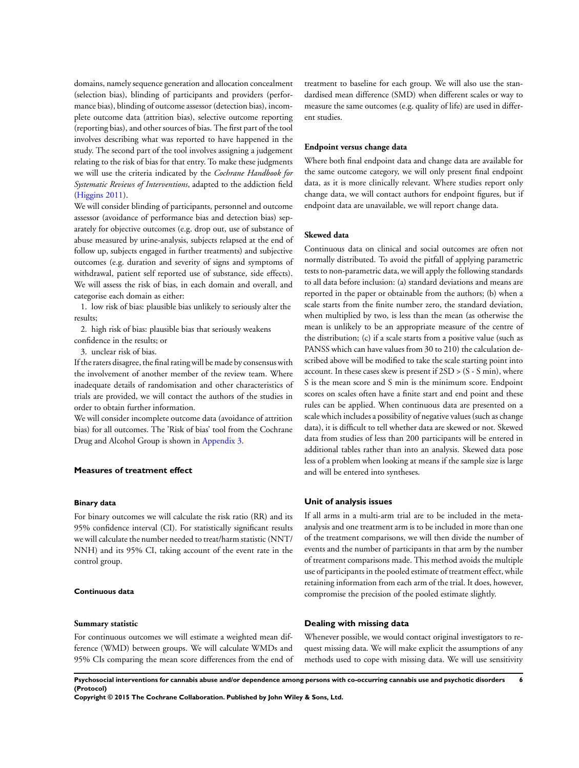domains, namely sequence generation and allocation concealment (selection bias), blinding of participants and providers (performance bias), blinding of outcome assessor (detection bias), incomplete outcome data (attrition bias), selective outcome reporting (reporting bias), and other sources of bias. The first part of the tool involves describing what was reported to have happened in the study. The second part of the tool involves assigning a judgement relating to the risk of bias for that entry. To make these judgments we will use the criteria indicated by the *Cochrane Handbook for Systematic Reviews of Interventions*, adapted to the addiction field (Higgins 2011).

We will consider blinding of participants, personnel and outcome assessor (avoidance of performance bias and detection bias) separately for objective outcomes (e.g. drop out, use of substance of abuse measured by urine-analysis, subjects relapsed at the end of follow up, subjects engaged in further treatments) and subjective outcomes (e.g. duration and severity of signs and symptoms of withdrawal, patient self reported use of substance, side effects). We will assess the risk of bias, in each domain and overall, and categorise each domain as either:

1. low risk of bias: plausible bias unlikely to seriously alter the results;
2. high risk of bias: plausible bias that seriously weakens confidence in the results; or
3. unclear risk of bias.

If the raters disagree, the final rating will be made by consensus with the involvement of another member of the review team. Where inadequate details of randomisation and other characteristics of trials are provided, we will contact the authors of the studies in order to obtain further information.

We will consider incomplete outcome data (avoidance of attrition bias) for all outcomes. The 'Risk of bias' tool from the Cochrane Drug and Alcohol Group is shown in Appendix 3.

## Measures of treatment effect

### Binary data

For binary outcomes we will calculate the risk ratio (RR) and its 95% confidence interval (CI). For statistically significant results we will calculate the number needed to treat/harm statistic (NNT/NNH) and its 95% CI, taking account of the event rate in the control group.

### Continuous data

#### Summary statistic

For continuous outcomes we will estimate a weighted mean difference (WMD) between groups. We will calculate WMDs and 95% CIs comparing the mean score differences from the end of treatment to baseline for each group. We will also use the standardised mean difference (SMD) when different scales or way to measure the same outcomes (e.g. quality of life) are used in different studies.

#### Endpoint versus change data

Where both final endpoint data and change data are available for the same outcome category, we will only present final endpoint data, as it is more clinically relevant. Where studies report only change data, we will contact authors for endpoint figures, but if endpoint data are unavailable, we will report change data.

#### Skewed data

Continuous data on clinical and social outcomes are often not normally distributed. To avoid the pitfall of applying parametric tests to non-parametric data, we will apply the following standards to all data before inclusion: (a) standard deviations and means are reported in the paper or obtainable from the authors; (b) when a scale starts from the finite number zero, the standard deviation, when multiplied by two, is less than the mean (as otherwise the mean is unlikely to be an appropriate measure of the centre of the distribution; (c) if a scale starts from a positive value (such as PANSS which can have values from 30 to 210) the calculation described above will be modified to take the scale starting point into account. In these cases skew is present if $2SD > (S - S\ min)$, where S is the mean score and S min is the minimum score. Endpoint scores on scales often have a finite start and end point and these rules can be applied. When continuous data are presented on a scale which includes a possibility of negative values (such as change data), it is difficult to tell whether data are skewed or not. Skewed data from studies of less than 200 participants will be entered in additional tables rather than into an analysis. Skewed data pose less of a problem when looking at means if the sample size is large and will be entered into syntheses.

## Unit of analysis issues

If all arms in a multi-arm trial are to be included in the meta-analysis and one treatment arm is to be included in more than one of the treatment comparisons, we will then divide the number of events and the number of participants in that arm by the number of treatment comparisons made. This method avoids the multiple use of participants in the pooled estimate of treatment effect, while retaining information from each arm of the trial. It does, however, compromise the precision of the pooled estimate slightly.

## Dealing with missing data

Whenever possible, we would contact original investigators to request missing data. We will make explicit the assumptions of any methods used to cope with missing data. We will use sensitivity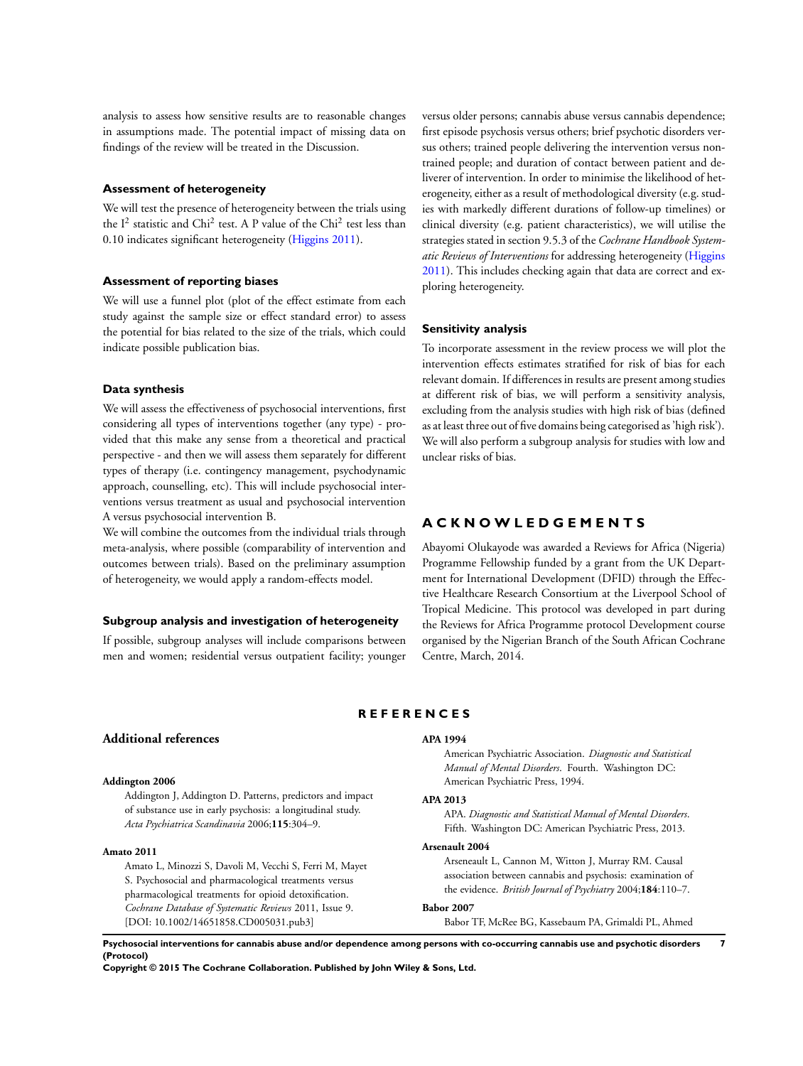analysis to assess how sensitive results are to reasonable changes in assumptions made. The potential impact of missing data on findings of the review will be treated in the Discussion.

### Assessment of heterogeneity

We will test the presence of heterogeneity between the trials using the $I^2$ statistic and $Chi^2$ test. A P value of the $Chi^2$ test less than 0.10 indicates significant heterogeneity (Higgins 2011).

### Assessment of reporting biases

We will use a funnel plot (plot of the effect estimate from each study against the sample size or effect standard error) to assess the potential for bias related to the size of the trials, which could indicate possible publication bias.

### Data synthesis

We will assess the effectiveness of psychosocial interventions, first considering all types of interventions together (any type) - provided that this make any sense from a theoretical and practical perspective - and then we will assess them separately for different types of therapy (i.e. contingency management, psychodynamic approach, counselling, etc). This will include psychosocial interventions versus treatment as usual and psychosocial intervention A versus psychosocial intervention B.

We will combine the outcomes from the individual trials through meta-analysis, where possible (comparability of intervention and outcomes between trials). Based on the preliminary assumption of heterogeneity, we would apply a random-effects model.

### Subgroup analysis and investigation of heterogeneity

If possible, subgroup analyses will include comparisons between men and women; residential versus outpatient facility; younger versus older persons; cannabis abuse versus cannabis dependence; first episode psychosis versus others; brief psychotic disorders versus others; trained people delivering the intervention versus non-trained people; and duration of contact between patient and deliverer of intervention. In order to minimise the likelihood of heterogeneity, either as a result of methodological diversity (e.g. studies with markedly different durations of follow-up timelines) or clinical diversity (e.g. patient characteristics), we will utilise the strategies stated in section 9.5.3 of the *Cochrane Handbook Systematic Reviews of Interventions* for addressing heterogeneity (Higgins 2011). This includes checking again that data are correct and exploring heterogeneity.

### Sensitivity analysis

To incorporate assessment in the review process we will plot the intervention effects estimates stratified for risk of bias for each relevant domain. If differences in results are present among studies at different risk of bias, we will perform a sensitivity analysis, excluding from the analysis studies with high risk of bias (defined as at least three out of five domains being categorised as 'high risk'). We will also perform a subgroup analysis for studies with low and unclear risks of bias.

# ACKNOWLEDGEMENTS

Abayomi Olukayode was awarded a Reviews for Africa (Nigeria) Programme Fellowship funded by a grant from the UK Department for International Development (DFID) through the Effective Healthcare Research Consortium at the Liverpool School of Tropical Medicine. This protocol was developed in part during the Reviews for Africa Programme protocol Development course organised by the Nigerian Branch of the South African Cochrane Centre, March, 2014.

# REFERENCES

## Additional references

**Addington 2006**
Addington J, Addington D. Patterns, predictors and impact of substance use in early psychosis: a longitudinal study. *Acta Psychiatrica Scandinavia* 2006;**115**:304–9.

**Amato 2011**
Amato L, Minozzi S, Davoli M, Vecchi S, Ferri M, Mayet S. Psychosocial and pharmacological treatments versus pharmacological treatments for opioid detoxification. *Cochrane Database of Systematic Reviews* 2011, Issue 9. [DOI: 10.1002/14651858.CD005031.pub3]

**APA 1994**
American Psychiatric Association. *Diagnostic and Statistical Manual of Mental Disorders*. Fourth. Washington DC: American Psychiatric Press, 1994.

**APA 2013**
APA. *Diagnostic and Statistical Manual of Mental Disorders*. Fifth. Washington DC: American Psychiatric Press, 2013.

**Arsenault 2004**
Arseneault L, Cannon M, Witton J, Murray RM. Causal association between cannabis and psychosis: examination of the evidence. *British Journal of Psychiatry* 2004;**184**:110–7.

**Babor 2007**
Babor TF, McRee BG, Kassebaum PA, Grimaldi PL, Ahmed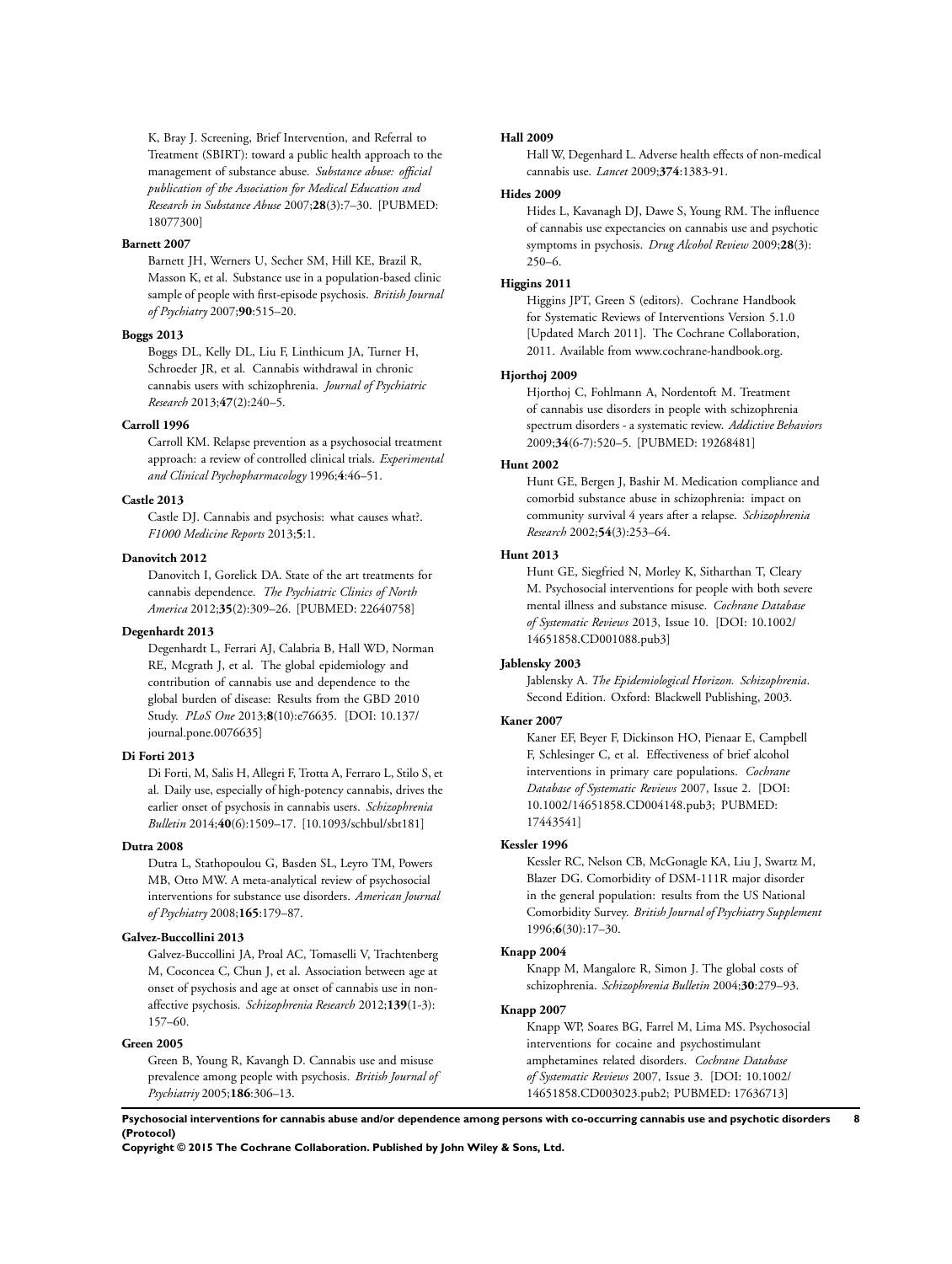K, Bray J. Screening, Brief Intervention, and Referral to Treatment (SBIRT): toward a public health approach to the management of substance abuse. *Substance abuse: official publication of the Association for Medical Education and Research in Substance Abuse* 2007;**28**(3):7–30. [PUBMED: 18077300]

**Barnett 2007**

Barnett JH, Werners U, Secher SM, Hill KE, Brazil R, Masson K, et al. Substance use in a population-based clinic sample of people with first-episode psychosis. *British Journal of Psychiatry* 2007;**90**:515–20.

**Boggs 2013**

Boggs DL, Kelly DL, Liu F, Linthicum JA, Turner H, Schroeder JR, et al. Cannabis withdrawal in chronic cannabis users with schizophrenia. *Journal of Psychiatric Research* 2013;**47**(2):240–5.

**Carroll 1996**

Carroll KM. Relapse prevention as a psychosocial treatment approach: a review of controlled clinical trials. *Experimental and Clinical Psychopharmacology* 1996;**4**:46–51.

**Castle 2013**

Castle DJ. Cannabis and psychosis: what causes what?. *F1000 Medicine Reports* 2013;**5**:1.

**Danovitch 2012**

Danovitch I, Gorelick DA. State of the art treatments for cannabis dependence. *The Psychiatric Clinics of North America* 2012;**35**(2):309–26. [PUBMED: 22640758]

**Degenhardt 2013**

Degenhardt L, Ferrari AJ, Calabria B, Hall WD, Norman RE, Mcgrath J, et al. The global epidemiology and contribution of cannabis use and dependence to the global burden of disease: Results from the GBD 2010 Study. *PLoS One* 2013;**8**(10):e76635. [DOI: 10.137/journal.pone.0076635]

**Di Forti 2013**

Di Forti, M, Salis H, Allegri F, Trotta A, Ferraro L, Stilo S, et al. Daily use, especially of high-potency cannabis, drives the earlier onset of psychosis in cannabis users. *Schizophrenia Bulletin* 2014;**40**(6):1509–17. [10.1093/schbul/sbt181]

**Dutra 2008**

Dutra L, Stathopoulou G, Basden SL, Leyro TM, Powers MB, Otto MW. A meta-analytical review of psychosocial interventions for substance use disorders. *American Journal of Psychiatry* 2008;**165**:179–87.

**Galvez-Buccollini 2013**

Galvez-Buccollini JA, Proal AC, Tomaselli V, Trachtenberg M, Coconcea C, Chun J, et al. Association between age at onset of psychosis and age at onset of cannabis use in non-affective psychosis. *Schizophrenia Research* 2012;**139**(1-3):157–60.

**Green 2005**

Green B, Young R, Kavangh D. Cannabis use and misuse prevalence among people with psychosis. *British Journal of Psychiatriy* 2005;**186**:306–13.

**Hall 2009**

Hall W, Degenhard L. Adverse health effects of non-medical cannabis use. *Lancet* 2009;**374**:1383-91.

**Hides 2009**

Hides L, Kavanagh DJ, Dawe S, Young RM. The influence of cannabis use expectancies on cannabis use and psychotic symptoms in psychosis. *Drug Alcohol Review* 2009;**28**(3):250–6.

**Higgins 2011**

Higgins JPT, Green S (editors). Cochrane Handbook for Systematic Reviews of Interventions Version 5.1.0 [Updated March 2011]. The Cochrane Collaboration, 2011. Available from www.cochrane-handbook.org.

**Hjorthoj 2009**

Hjorthoj C, Fohlmann A, Nordentoft M. Treatment of cannabis use disorders in people with schizophrenia spectrum disorders - a systematic review. *Addictive Behaviors* 2009;**34**(6-7):520–5. [PUBMED: 19268481]

**Hunt 2002**

Hunt GE, Bergen J, Bashir M. Medication compliance and comorbid substance abuse in schizophrenia: impact on community survival 4 years after a relapse. *Schizophrenia Research* 2002;**54**(3):253–64.

**Hunt 2013**

Hunt GE, Siegfried N, Morley K, Sitharthan T, Cleary M. Psychosocial interventions for people with both severe mental illness and substance misuse. *Cochrane Database of Systematic Reviews* 2013, Issue 10. [DOI: 10.1002/14651858.CD001088.pub3]

**Jablensky 2003**

Jablensky A. *The Epidemiological Horizon. Schizophrenia*. Second Edition. Oxford: Blackwell Publishing, 2003.

**Kaner 2007**

Kaner EF, Beyer F, Dickinson HO, Pienaar E, Campbell F, Schlesinger C, et al. Effectiveness of brief alcohol interventions in primary care populations. *Cochrane Database of Systematic Reviews* 2007, Issue 2. [DOI: 10.1002/14651858.CD004148.pub3; PUBMED: 17443541]

**Kessler 1996**

Kessler RC, Nelson CB, McGonagle KA, Liu J, Swartz M, Blazer DG. Comorbidity of DSM-111R major disorder in the general population: results from the US National Comorbidity Survey. *British Journal of Psychiatry Supplement* 1996;**6**(30):17–30.

**Knapp 2004**

Knapp M, Mangalore R, Simon J. The global costs of schizophrenia. *Schizophrenia Bulletin* 2004;**30**:279–93.

**Knapp 2007**

Knapp WP, Soares BG, Farrel M, Lima MS. Psychosocial interventions for cocaine and psychostimulant amphetamines related disorders. *Cochrane Database of Systematic Reviews* 2007, Issue 3. [DOI: 10.1002/14651858.CD003023.pub2; PUBMED: 17636713]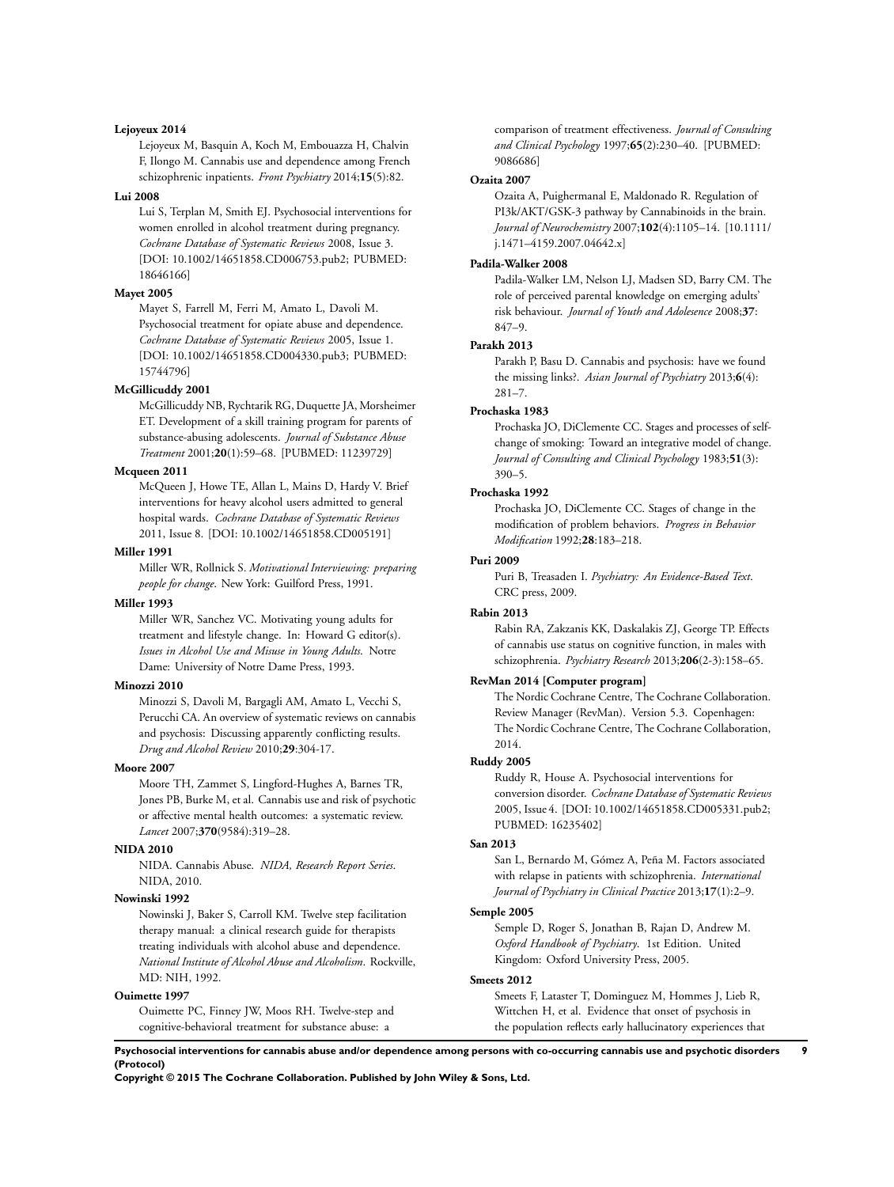**Lejoyeux 2014**

Lejoyeux M, Basquin A, Koch M, Embouazza H, Chalvin F, Ilongo M. Cannabis use and dependence among French schizophrenic inpatients. *Front Psychiatry* 2014;**15**(5):82.

**Lui 2008**

Lui S, Terplan M, Smith EJ. Psychosocial interventions for women enrolled in alcohol treatment during pregnancy. *Cochrane Database of Systematic Reviews* 2008, Issue 3. [DOI: 10.1002/14651858.CD006753.pub2; PUBMED: 18646166]

**Mayet 2005**

Mayet S, Farrell M, Ferri M, Amato L, Davoli M. Psychosocial treatment for opiate abuse and dependence. *Cochrane Database of Systematic Reviews* 2005, Issue 1. [DOI: 10.1002/14651858.CD004330.pub3; PUBMED: 15744796]

**McGillicuddy 2001**

McGillicuddy NB, Rychtarik RG, Duquette JA, Morsheimer ET. Development of a skill training program for parents of substance-abusing adolescents. *Journal of Substance Abuse Treatment* 2001;**20**(1):59–68. [PUBMED: 11239729]

**Mcqueen 2011**

McQueen J, Howe TE, Allan L, Mains D, Hardy V. Brief interventions for heavy alcohol users admitted to general hospital wards. *Cochrane Database of Systematic Reviews* 2011, Issue 8. [DOI: 10.1002/14651858.CD005191]

**Miller 1991**

Miller WR, Rollnick S. *Motivational Interviewing: preparing people for change*. New York: Guilford Press, 1991.

**Miller 1993**

Miller WR, Sanchez VC. Motivating young adults for treatment and lifestyle change. In: Howard G editor(s). *Issues in Alcohol Use and Misuse in Young Adults*. Notre Dame: University of Notre Dame Press, 1993.

**Minozzi 2010**

Minozzi S, Davoli M, Bargagli AM, Amato L, Vecchi S, Perucchi CA. An overview of systematic reviews on cannabis and psychosis: Discussing apparently conflicting results. *Drug and Alcohol Review* 2010;**29**:304-17.

**Moore 2007**

Moore TH, Zammet S, Lingford-Hughes A, Barnes TR, Jones PB, Burke M, et al. Cannabis use and risk of psychotic or affective mental health outcomes: a systematic review. *Lancet* 2007;**370**(9584):319–28.

**NIDA 2010**

NIDA. Cannabis Abuse. *NIDA, Research Report Series*. NIDA, 2010.

**Nowinski 1992**

Nowinski J, Baker S, Carroll KM. Twelve step facilitation therapy manual: a clinical research guide for therapists treating individuals with alcohol abuse and dependence. *National Institute of Alcohol Abuse and Alcoholism*. Rockville, MD: NIH, 1992.

**Ouimette 1997**

Ouimette PC, Finney JW, Moos RH. Twelve-step and cognitive-behavioral treatment for substance abuse: a comparison of treatment effectiveness. *Journal of Consulting and Clinical Psychology* 1997;**65**(2):230–40. [PUBMED: 9086686]

**Ozaita 2007**

Ozaita A, Puighermanal E, Maldonado R. Regulation of PI3k/AKT/GSK-3 pathway by Cannabinoids in the brain. *Journal of Neurochemistry* 2007;**102**(4):1105–14. [10.1111/j.1471–4159.2007.04642.x]

**Padila-Walker 2008**

Padila-Walker LM, Nelson LJ, Madsen SD, Barry CM. The role of perceived parental knowledge on emerging adults' risk behaviour. *Journal of Youth and Adolesence* 2008;**37**: 847–9.

**Parakh 2013**

Parakh P, Basu D. Cannabis and psychosis: have we found the missing links?. *Asian Journal of Psychiatry* 2013;**6**(4): 281–7.

**Prochaska 1983**

Prochaska JO, DiClemente CC. Stages and processes of self-change of smoking: Toward an integrative model of change. *Journal of Consulting and Clinical Psychology* 1983;**51**(3): 390–5.

**Prochaska 1992**

Prochaska JO, DiClemente CC. Stages of change in the modification of problem behaviors. *Progress in Behavior Modification* 1992;**28**:183–218.

**Puri 2009**

Puri B, Treasaden I. *Psychiatry: An Evidence-Based Text*. CRC press, 2009.

**Rabin 2013**

Rabin RA, Zakzanis KK, Daskalakis ZJ, George TP. Effects of cannabis use status on cognitive function, in males with schizophrenia. *Psychiatry Research* 2013;**206**(2-3):158–65.

**RevMan 2014 [Computer program]**

The Nordic Cochrane Centre, The Cochrane Collaboration. Review Manager (RevMan). Version 5.3. Copenhagen: The Nordic Cochrane Centre, The Cochrane Collaboration, 2014.

**Ruddy 2005**

Ruddy R, House A. Psychosocial interventions for conversion disorder. *Cochrane Database of Systematic Reviews* 2005, Issue 4. [DOI: 10.1002/14651858.CD005331.pub2; PUBMED: 16235402]

**San 2013**

San L, Bernardo M, Gómez A, Peña M. Factors associated with relapse in patients with schizophrenia. *International Journal of Psychiatry in Clinical Practice* 2013;**17**(1):2–9.

**Semple 2005**

Semple D, Roger S, Jonathan B, Rajan D, Andrew M. *Oxford Handbook of Psychiatry*. 1st Edition. United Kingdom: Oxford University Press, 2005.

**Smeets 2012**

Smeets F, Lataster T, Dominguez M, Hommes J, Lieb R, Wittchen H, et al. Evidence that onset of psychosis in the population reflects early hallucinatory experiences that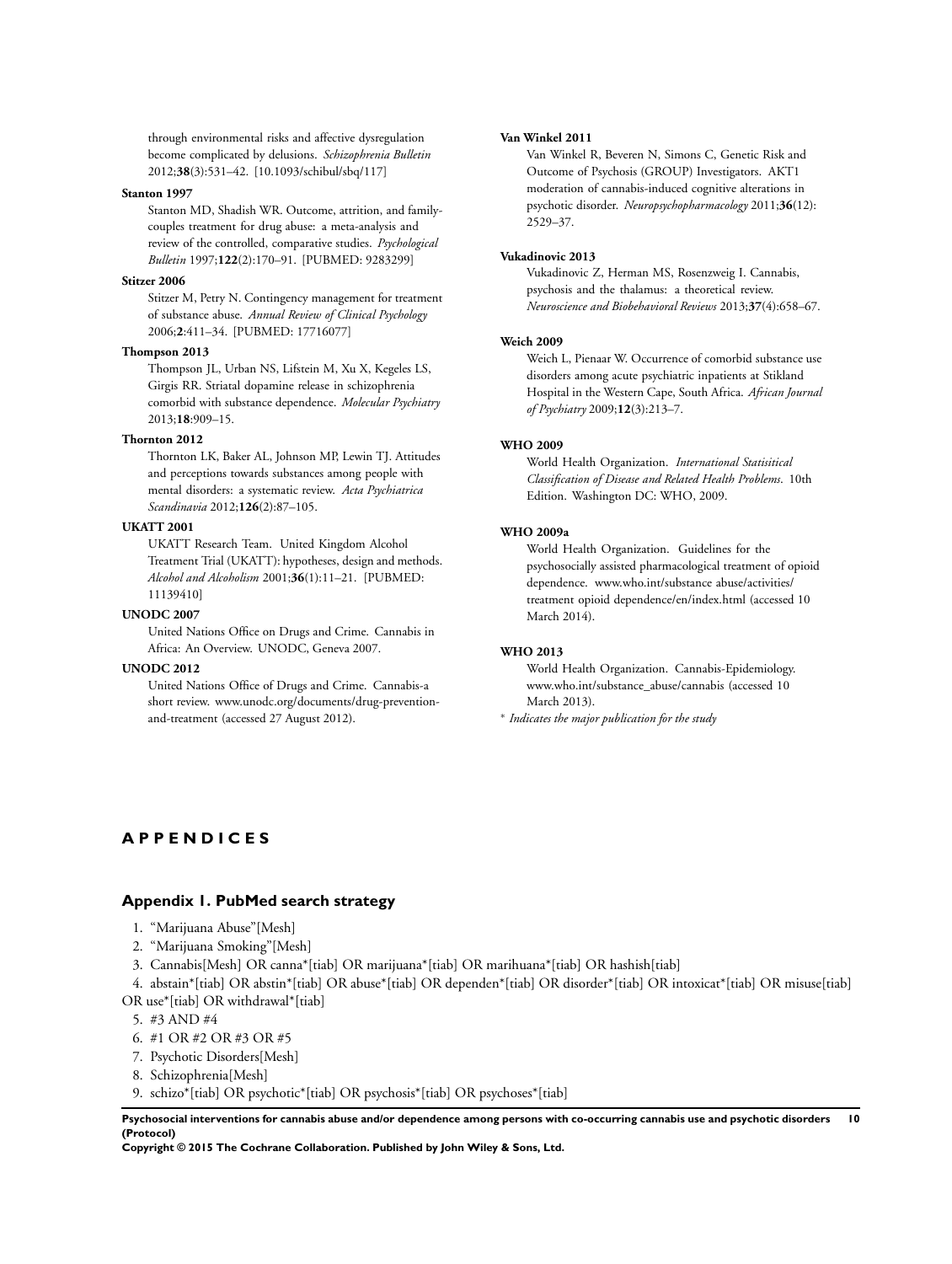through environmental risks and affective dysregulation become complicated by delusions. *Schizophrenia Bulletin* 2012;**38**(3):531–42. [10.1093/schibul/sbq/117]

**Stanton 1997**

Stanton MD, Shadish WR. Outcome, attrition, and family-couples treatment for drug abuse: a meta-analysis and review of the controlled, comparative studies. *Psychological Bulletin* 1997;**122**(2):170–91. [PUBMED: 9283299]

**Stitzer 2006**

Stitzer M, Petry N. Contingency management for treatment of substance abuse. *Annual Review of Clinical Psychology* 2006;**2**:411–34. [PUBMED: 17716077]

**Thompson 2013**

Thompson JL, Urban NS, Lifstein M, Xu X, Kegeles LS, Girgis RR. Striatal dopamine release in schizophrenia comorbid with substance dependence. *Molecular Psychiatry* 2013;**18**:909–15.

**Thornton 2012**

Thornton LK, Baker AL, Johnson MP, Lewin TJ. Attitudes and perceptions towards substances among people with mental disorders: a systematic review. *Acta Psychiatrica Scandinavia* 2012;**126**(2):87–105.

**UKATT 2001**

UKATT Research Team. United Kingdom Alcohol Treatment Trial (UKATT): hypotheses, design and methods. *Alcohol and Alcoholism* 2001;**36**(1):11–21. [PUBMED: 11139410]

**UNODC 2007**

United Nations Office on Drugs and Crime. Cannabis in Africa: An Overview. UNODC, Geneva 2007.

**UNODC 2012**

United Nations Office of Drugs and Crime. Cannabis-a short review. www.unodc.org/documents/drug-prevention-and-treatment (accessed 27 August 2012).

**Van Winkel 2011**

Van Winkel R, Beveren N, Simons C, Genetic Risk and Outcome of Psychosis (GROUP) Investigators. AKT1 moderation of cannabis-induced cognitive alterations in psychotic disorder. *Neuropsychopharmacology* 2011;**36**(12): 2529–37.

**Vukadinovic 2013**

Vukadinovic Z, Herman MS, Rosenzweig I. Cannabis, psychosis and the thalamus: a theoretical review. *Neuroscience and Biobehavioral Reviews* 2013;**37**(4):658–67.

**Weich 2009**

Weich L, Pienaar W. Occurrence of comorbid substance use disorders among acute psychiatric inpatients at Stikland Hospital in the Western Cape, South Africa. *African Journal of Psychiatry* 2009;**12**(3):213–7.

**WHO 2009**

World Health Organization. *International Statisitical Classification of Disease and Related Health Problems*. 10th Edition. Washington DC: WHO, 2009.

**WHO 2009a**

World Health Organization. Guidelines for the psychosocially assisted pharmacological treatment of opioid dependence. www.who.int/substance abuse/activities/treatment opioid dependence/en/index.html (accessed 10 March 2014).

**WHO 2013**

World Health Organization. Cannabis-Epidemiology. www.who.int/substance_abuse/cannabis (accessed 10 March 2013).

* *Indicates the major publication for the study*

# APPENDICES

## Appendix 1. PubMed search strategy

1. "Marijuana Abuse"[Mesh]
2. "Marijuana Smoking"[Mesh]
3. Cannabis[Mesh] OR canna*[tiab] OR marijuana*[tiab] OR marihuana*[tiab] OR hashish[tiab]
4. abstain*[tiab] OR abstin*[tiab] OR abuse*[tiab] OR dependen*[tiab] OR disorder*[tiab] OR intoxicat*[tiab] OR misuse[tiab] OR use*[tiab] OR withdrawal*[tiab]
5. #3 AND #4
6. #1 OR #2 OR #3 OR #5
7. Psychotic Disorders[Mesh]
8. Schizophrenia[Mesh]
9. schizo*[tiab] OR psychotic*[tiab] OR psychosis*[tiab] OR psychoses*[tiab]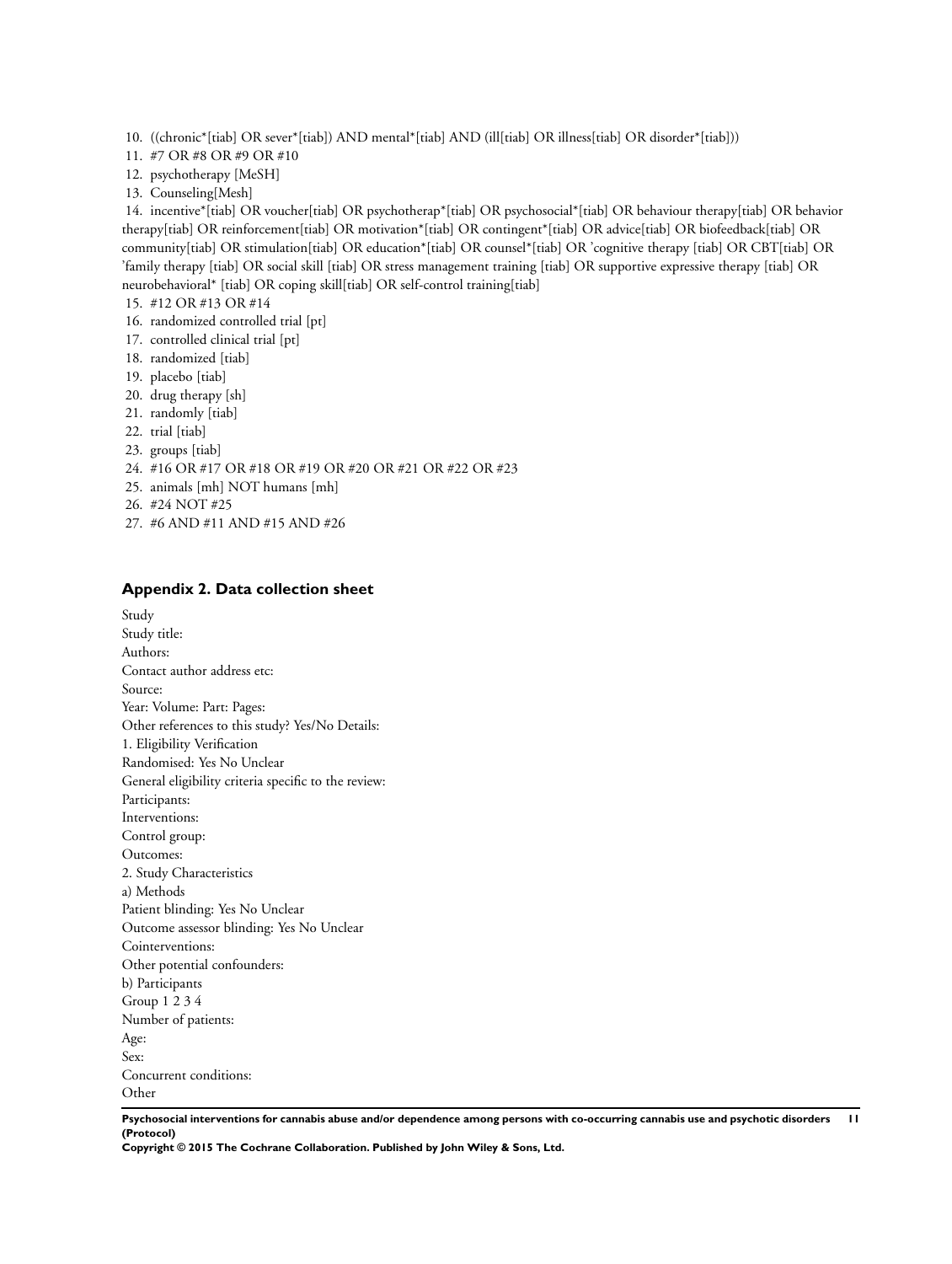10. ((chronic*[tiab] OR sever*[tiab]) AND mental*[tiab] AND (ill[tiab] OR illness[tiab] OR disorder*[tiab]))
11. #7 OR #8 OR #9 OR #10
12. psychotherapy [MeSH]
13. Counseling[Mesh]
14. incentive*[tiab] OR voucher[tiab] OR psychotherap*[tiab] OR psychosocial*[tiab] OR behaviour therapy[tiab] OR behavior therapy[tiab] OR reinforcement[tiab] OR motivation*[tiab] OR contingent*[tiab] OR advice[tiab] OR biofeedback[tiab] OR community[tiab] OR stimulation[tiab] OR education*[tiab] OR counsel*[tiab] OR 'cognitive therapy [tiab] OR CBT[tiab] OR 'family therapy [tiab] OR social skill [tiab] OR stress management training [tiab] OR supportive expressive therapy [tiab] OR neurobehavioral* [tiab] OR coping skill[tiab] OR self-control training[tiab]
15. #12 OR #13 OR #14
16. randomized controlled trial [pt]
17. controlled clinical trial [pt]
18. randomized [tiab]
19. placebo [tiab]
20. drug therapy [sh]
21. randomly [tiab]
22. trial [tiab]
23. groups [tiab]
24. #16 OR #17 OR #18 OR #19 OR #20 OR #21 OR #22 OR #23
25. animals [mh] NOT humans [mh]
26. #24 NOT #25
27. #6 AND #11 AND #15 AND #26

## Appendix 2. Data collection sheet

Study
Study title:
Authors:
Contact author address etc:
Source:
Year: Volume: Part: Pages:
Other references to this study? Yes/No Details:
1. Eligibility Verification
Randomised: Yes No Unclear
General eligibility criteria specific to the review:
Participants:
Interventions:
Control group:
Outcomes:
2. Study Characteristics
a) Methods
Patient blinding: Yes No Unclear
Outcome assessor blinding: Yes No Unclear
Cointerventions:
Other potential confounders:
b) Participants
Group 1 2 3 4
Number of patients:
Age:
Sex:
Concurrent conditions:
Other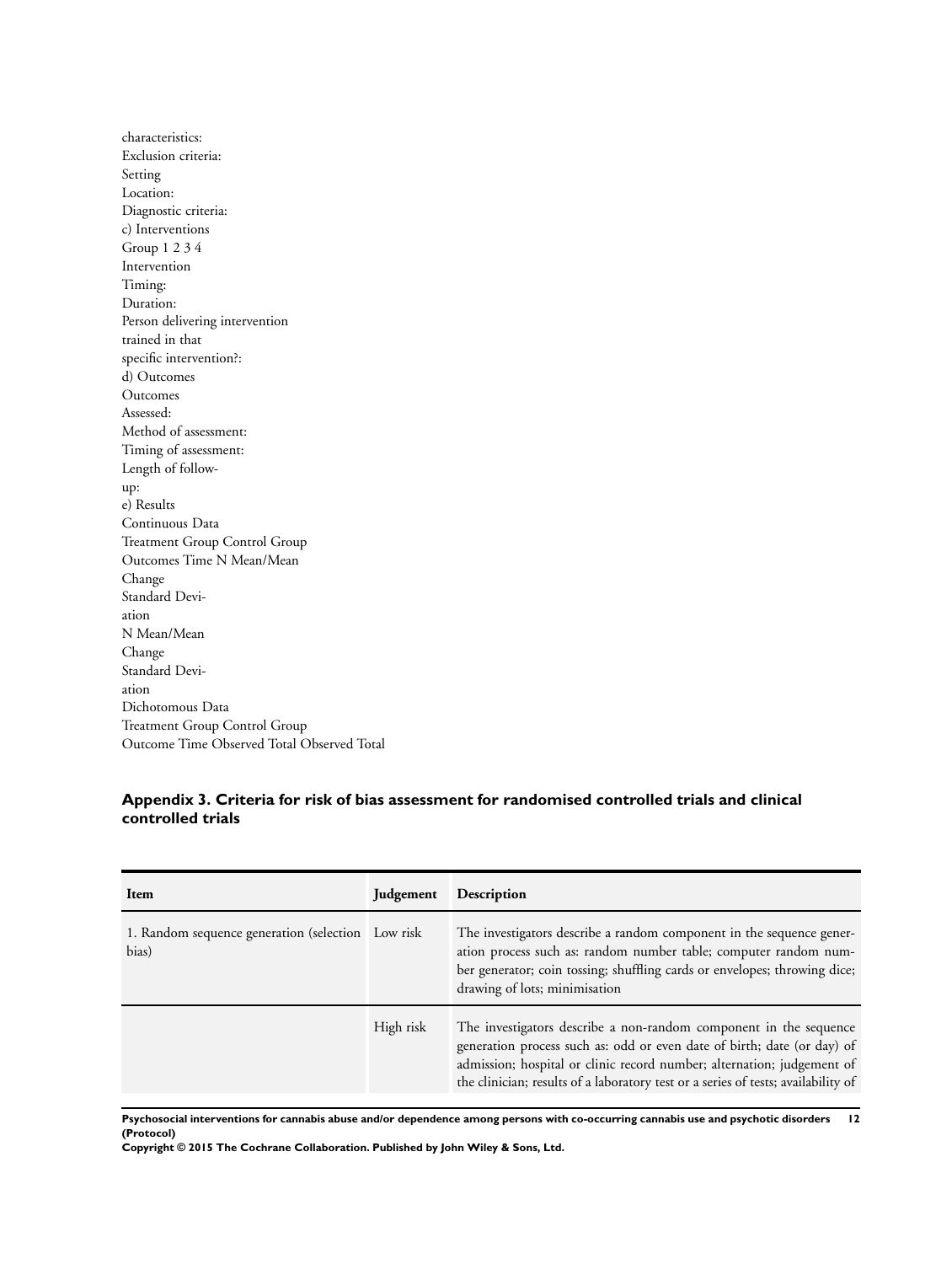characteristics:
Exclusion criteria:
Setting
Location:
Diagnostic criteria:
c) Interventions
Group 1 2 3 4
Intervention
Timing:
Duration:
Person delivering intervention
trained in that
specific intervention?:
d) Outcomes
Outcomes
Assessed:
Method of assessment:
Timing of assessment:
Length of follow-
up:
e) Results
Continuous Data
Treatment Group Control Group
Outcomes Time N Mean/Mean
Change
Standard Devi-
ation
N Mean/Mean
Change
Standard Devi-
ation
Dichotomous Data
Treatment Group Control Group
Outcome Time Observed Total Observed Total

### Appendix 3. Criteria for risk of bias assessment for randomised controlled trials and clinical controlled trials

| Item | Judgement | Description |
|---|---|---|
| 1. Random sequence generation (selection bias) | Low risk | The investigators describe a random component in the sequence generation process such as: random number table; computer random number generator; coin tossing; shuffling cards or envelopes; throwing dice; drawing of lots; minimisation |
| | High risk | The investigators describe a non-random component in the sequence generation process such as: odd or even date of birth; date (or day) of admission; hospital or clinic record number; alternation; judgement of the clinician; results of a laboratory test or a series of tests; availability of |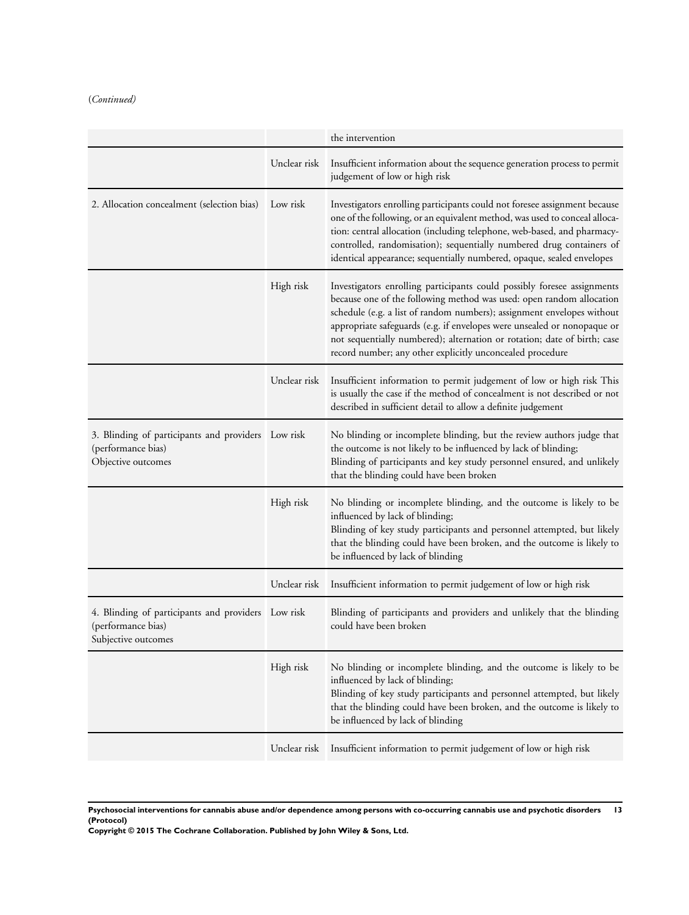(*Continued*)

| | | |
|---|---|---|
| | | the intervention |
| | Unclear risk | Insufficient information about the sequence generation process to permit judgement of low or high risk |
| 2. Allocation concealment (selection bias) | Low risk | Investigators enrolling participants could not foresee assignment because one of the following, or an equivalent method, was used to conceal allocation: central allocation (including telephone, web-based, and pharmacy-controlled, randomisation); sequentially numbered drug containers of identical appearance; sequentially numbered, opaque, sealed envelopes |
| | High risk | Investigators enrolling participants could possibly foresee assignments because one of the following method was used: open random allocation schedule (e.g. a list of random numbers); assignment envelopes without appropriate safeguards (e.g. if envelopes were unsealed or nonopaque or not sequentially numbered); alternation or rotation; date of birth; case record number; any other explicitly unconcealed procedure |
| | Unclear risk | Insufficient information to permit judgement of low or high risk This is usually the case if the method of concealment is not described or not described in sufficient detail to allow a definite judgement |
| 3. Blinding of participants and providers (performance bias)<br>Objective outcomes | Low risk | No blinding or incomplete blinding, but the review authors judge that the outcome is not likely to be influenced by lack of blinding;<br>Blinding of participants and key study personnel ensured, and unlikely that the blinding could have been broken |
| | High risk | No blinding or incomplete blinding, and the outcome is likely to be influenced by lack of blinding;<br>Blinding of key study participants and personnel attempted, but likely that the blinding could have been broken, and the outcome is likely to be influenced by lack of blinding |
| | Unclear risk | Insufficient information to permit judgement of low or high risk |
| 4. Blinding of participants and providers (performance bias)<br>Subjective outcomes | Low risk | Blinding of participants and providers and unlikely that the blinding could have been broken |
| | High risk | No blinding or incomplete blinding, and the outcome is likely to be influenced by lack of blinding;<br>Blinding of key study participants and personnel attempted, but likely that the blinding could have been broken, and the outcome is likely to be influenced by lack of blinding |
| | Unclear risk | Insufficient information to permit judgement of low or high risk |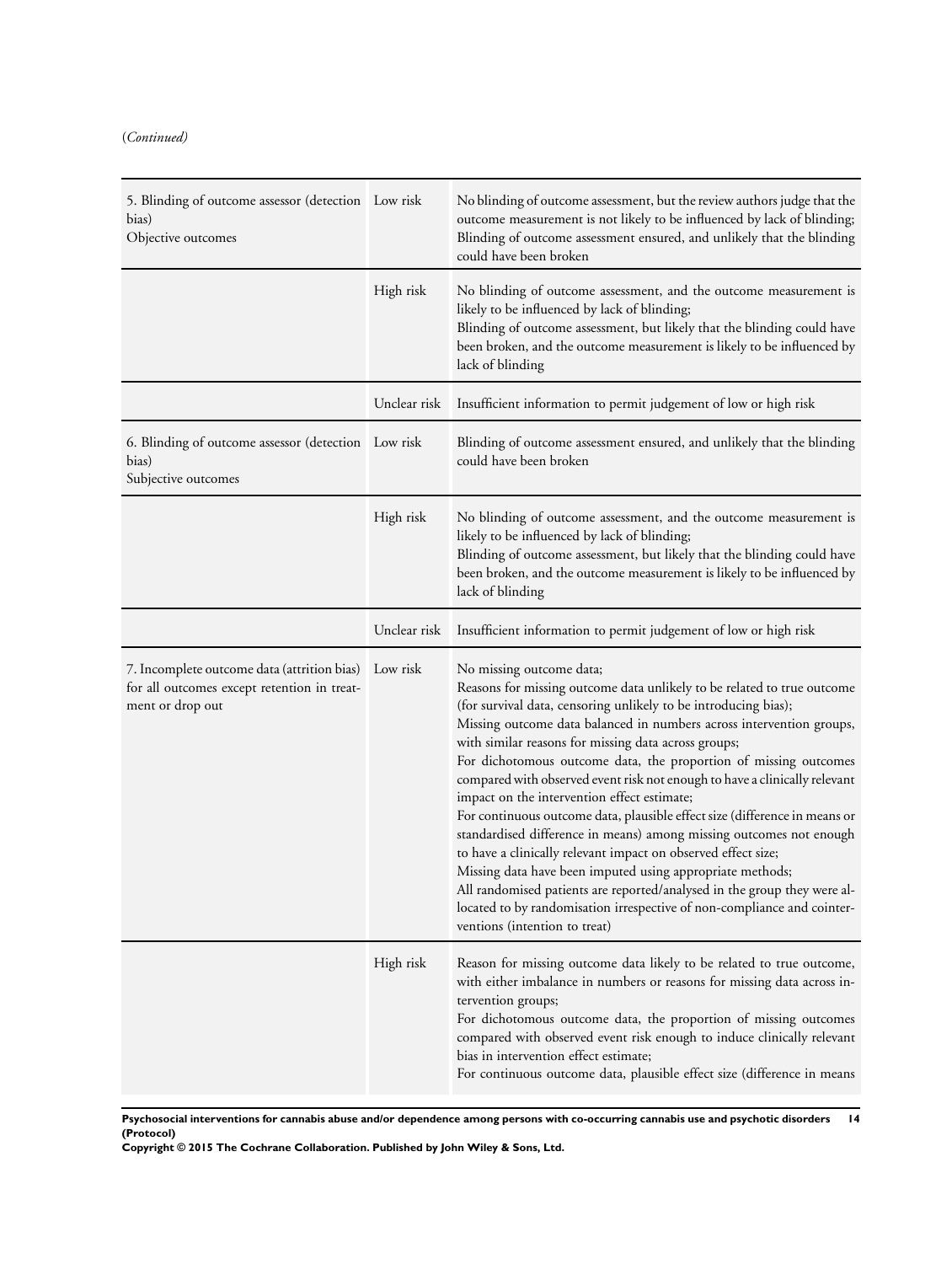(*Continued*)

| | | |
|---|---|---|
| 5. Blinding of outcome assessor (detection bias)<br>Objective outcomes | Low risk | No blinding of outcome assessment, but the review authors judge that the outcome measurement is not likely to be influenced by lack of blinding;<br>Blinding of outcome assessment ensured, and unlikely that the blinding could have been broken |
| | High risk | No blinding of outcome assessment, and the outcome measurement is likely to be influenced by lack of blinding;<br>Blinding of outcome assessment, but likely that the blinding could have been broken, and the outcome measurement is likely to be influenced by lack of blinding |
| | Unclear risk | Insufficient information to permit judgement of low or high risk |
| 6. Blinding of outcome assessor (detection bias)<br>Subjective outcomes | Low risk | Blinding of outcome assessment ensured, and unlikely that the blinding could have been broken |
| | High risk | No blinding of outcome assessment, and the outcome measurement is likely to be influenced by lack of blinding;<br>Blinding of outcome assessment, but likely that the blinding could have been broken, and the outcome measurement is likely to be influenced by lack of blinding |
| | Unclear risk | Insufficient information to permit judgement of low or high risk |
| 7. Incomplete outcome data (attrition bias) for all outcomes except retention in treatment or drop out | Low risk | No missing outcome data;<br>Reasons for missing outcome data unlikely to be related to true outcome (for survival data, censoring unlikely to be introducing bias);<br>Missing outcome data balanced in numbers across intervention groups, with similar reasons for missing data across groups;<br>For dichotomous outcome data, the proportion of missing outcomes compared with observed event risk not enough to have a clinically relevant impact on the intervention effect estimate;<br>For continuous outcome data, plausible effect size (difference in means or standardised difference in means) among missing outcomes not enough to have a clinically relevant impact on observed effect size;<br>Missing data have been imputed using appropriate methods;<br>All randomised patients are reported/analysed in the group they were allocated to by randomisation irrespective of non-compliance and cointerventions (intention to treat) |
| | High risk | Reason for missing outcome data likely to be related to true outcome, with either imbalance in numbers or reasons for missing data across intervention groups;<br>For dichotomous outcome data, the proportion of missing outcomes compared with observed event risk enough to induce clinically relevant bias in intervention effect estimate;<br>For continuous outcome data, plausible effect size (difference in means |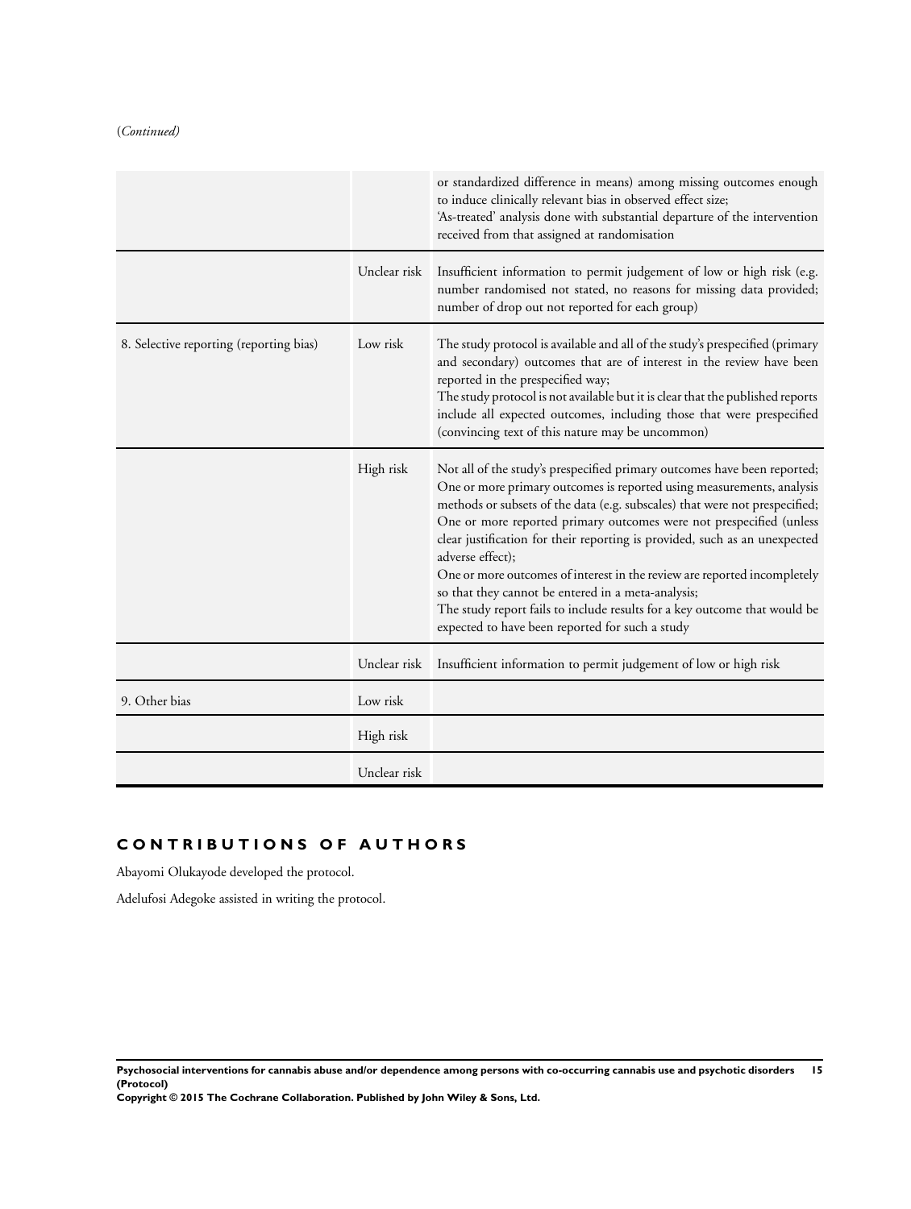(*Continued*)

| | | |
|---|---|---|
| | | or standardized difference in means) among missing outcomes enough to induce clinically relevant bias in observed effect size;<br>'As-treated' analysis done with substantial departure of the intervention received from that assigned at randomisation |
| | Unclear risk | Insufficient information to permit judgement of low or high risk (e.g. number randomised not stated, no reasons for missing data provided; number of drop out not reported for each group) |
| 8. Selective reporting (reporting bias) | Low risk | The study protocol is available and all of the study's prespecified (primary and secondary) outcomes that are of interest in the review have been reported in the prespecified way;<br>The study protocol is not available but it is clear that the published reports include all expected outcomes, including those that were prespecified (convincing text of this nature may be uncommon) |
| | High risk | Not all of the study's prespecified primary outcomes have been reported;<br>One or more primary outcomes is reported using measurements, analysis methods or subsets of the data (e.g. subscales) that were not prespecified;<br>One or more reported primary outcomes were not prespecified (unless clear justification for their reporting is provided, such as an unexpected adverse effect);<br>One or more outcomes of interest in the review are reported incompletely so that they cannot be entered in a meta-analysis;<br>The study report fails to include results for a key outcome that would be expected to have been reported for such a study |
| | Unclear risk | Insufficient information to permit judgement of low or high risk |
| 9. Other bias | Low risk | |
| | High risk | |
| | Unclear risk | |

## CONTRIBUTIONS OF AUTHORS

Abayomi Olukayode developed the protocol.

Adelufosi Adegoke assisted in writing the protocol.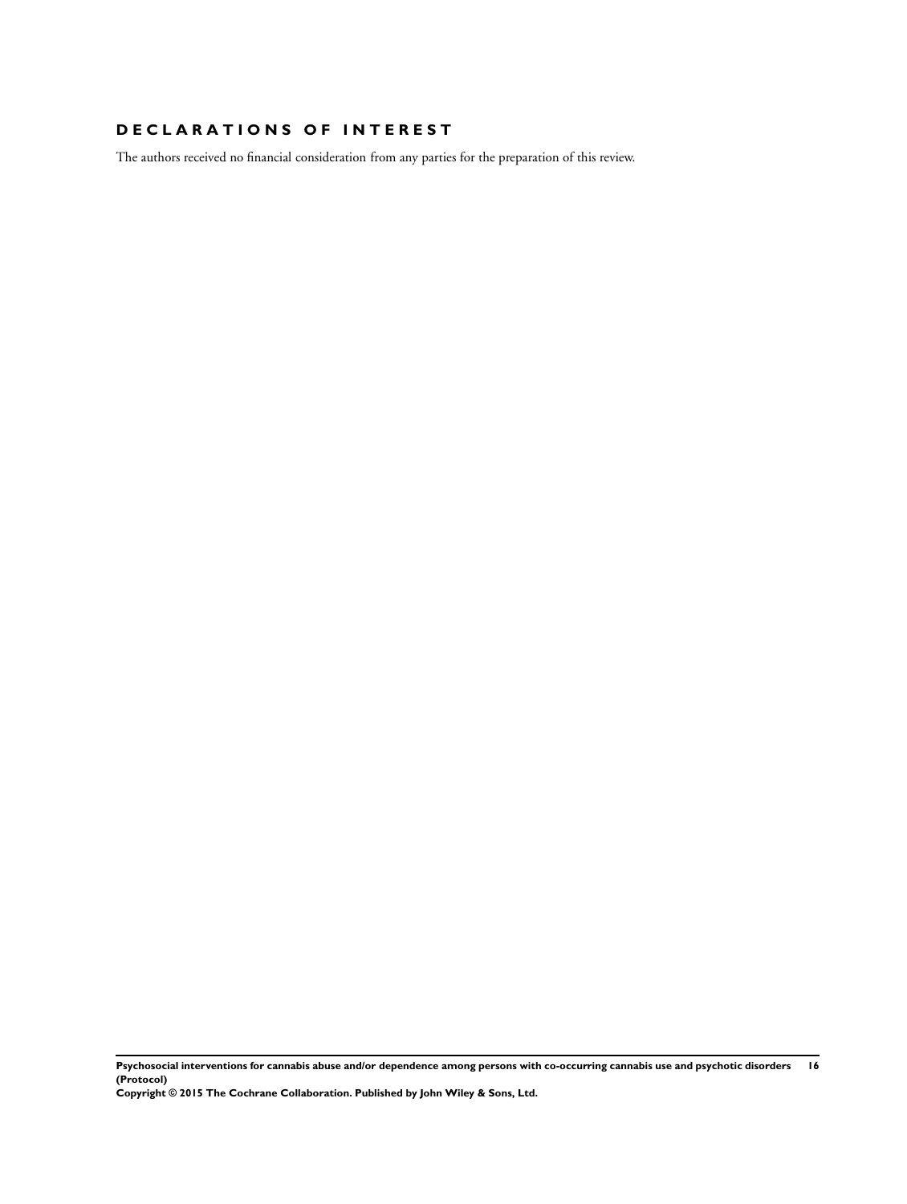## DECLARATIONS OF INTEREST

The authors received no financial consideration from any parties for the preparation of this review.